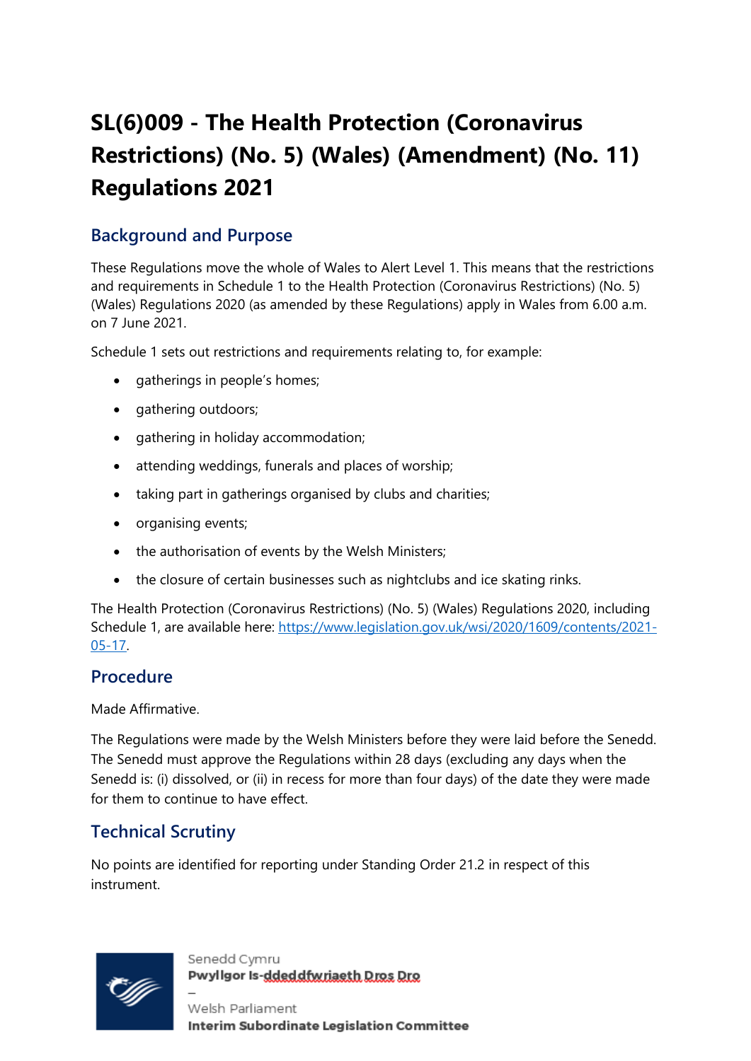# SL(6)009 - The Health Protection (Coronavirus Restrictions) (No. 5) (Wales) (Amendment) (No. 11) Regulations 2021

## Background and Purpose

These Regulations move the whole of Wales to Alert Level 1. This means that the restrictions and requirements in Schedule 1 to the Health Protection (Coronavirus Restrictions) (No. 5) (Wales) Regulations 2020 (as amended by these Regulations) apply in Wales from 6.00 a.m. on 7 June 2021.

Schedule 1 sets out restrictions and requirements relating to, for example:

- gatherings in people's homes;
- gathering outdoors;
- gathering in holiday accommodation;
- attending weddings, funerals and places of worship;
- taking part in gatherings organised by clubs and charities;
- organising events;
- the authorisation of events by the Welsh Ministers;
- the closure of certain businesses such as nightclubs and ice skating rinks.

The Health Protection (Coronavirus Restrictions) (No. 5) (Wales) Regulations 2020, including Schedule 1, are available here: https://www.legislation.gov.uk/wsi/2020/1609/contents/2021-05-17.

## Procedure

Made Affirmative.

The Regulations were made by the Welsh Ministers before they were laid before the Senedd. The Senedd must approve the Regulations within 28 days (excluding any days when the Senedd is: (i) dissolved, or (ii) in recess for more than four days) of the date they were made for them to continue to have effect.

## Technical Scrutiny

No points are identified for reporting under Standing Order 21.2 in respect of this instrument.

Senedd Cymru
**Pwyllgor Is-ddeddfwriaeth Dros Dro**
–
Welsh Parliament
**Interim Subordinate Legislation Committee**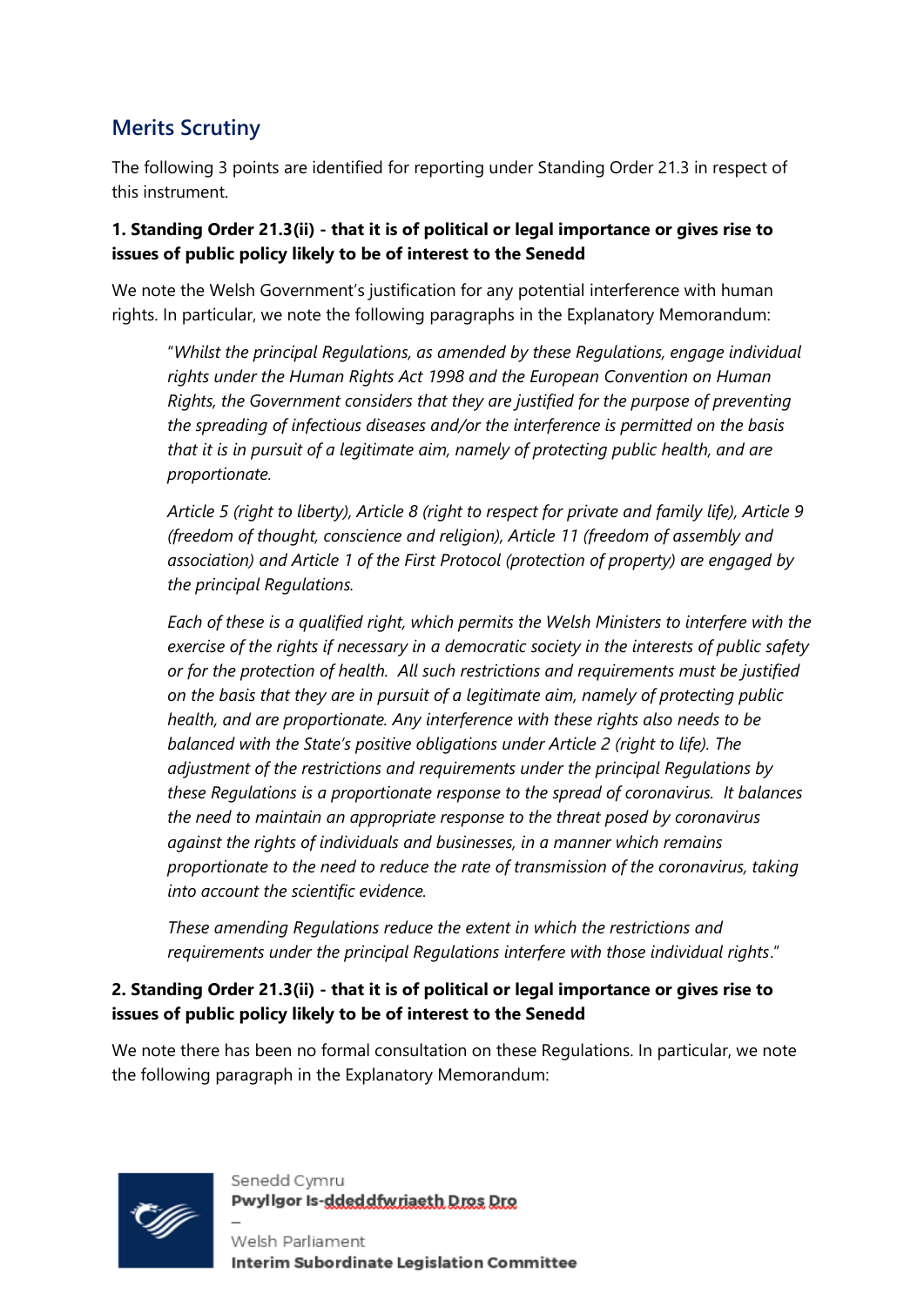## Merits Scrutiny

The following 3 points are identified for reporting under Standing Order 21.3 in respect of this instrument.

**1. Standing Order 21.3(ii) - that it is of political or legal importance or gives rise to issues of public policy likely to be of interest to the Senedd**

We note the Welsh Government's justification for any potential interference with human rights. In particular, we note the following paragraphs in the Explanatory Memorandum:

> "*Whilst the principal Regulations, as amended by these Regulations, engage individual rights under the Human Rights Act 1998 and the European Convention on Human Rights, the Government considers that they are justified for the purpose of preventing the spreading of infectious diseases and/or the interference is permitted on the basis that it is in pursuit of a legitimate aim, namely of protecting public health, and are proportionate.*
>
> *Article 5 (right to liberty), Article 8 (right to respect for private and family life), Article 9 (freedom of thought, conscience and religion), Article 11 (freedom of assembly and association) and Article 1 of the First Protocol (protection of property) are engaged by the principal Regulations.*
>
> *Each of these is a qualified right, which permits the Welsh Ministers to interfere with the exercise of the rights if necessary in a democratic society in the interests of public safety or for the protection of health. All such restrictions and requirements must be justified on the basis that they are in pursuit of a legitimate aim, namely of protecting public health, and are proportionate. Any interference with these rights also needs to be balanced with the State's positive obligations under Article 2 (right to life). The adjustment of the restrictions and requirements under the principal Regulations by these Regulations is a proportionate response to the spread of coronavirus. It balances the need to maintain an appropriate response to the threat posed by coronavirus against the rights of individuals and businesses, in a manner which remains proportionate to the need to reduce the rate of transmission of the coronavirus, taking into account the scientific evidence.*
>
> *These amending Regulations reduce the extent in which the restrictions and requirements under the principal Regulations interfere with those individual rights*."

**2. Standing Order 21.3(ii) - that it is of political or legal importance or gives rise to issues of public policy likely to be of interest to the Senedd**

We note there has been no formal consultation on these Regulations. In particular, we note the following paragraph in the Explanatory Memorandum: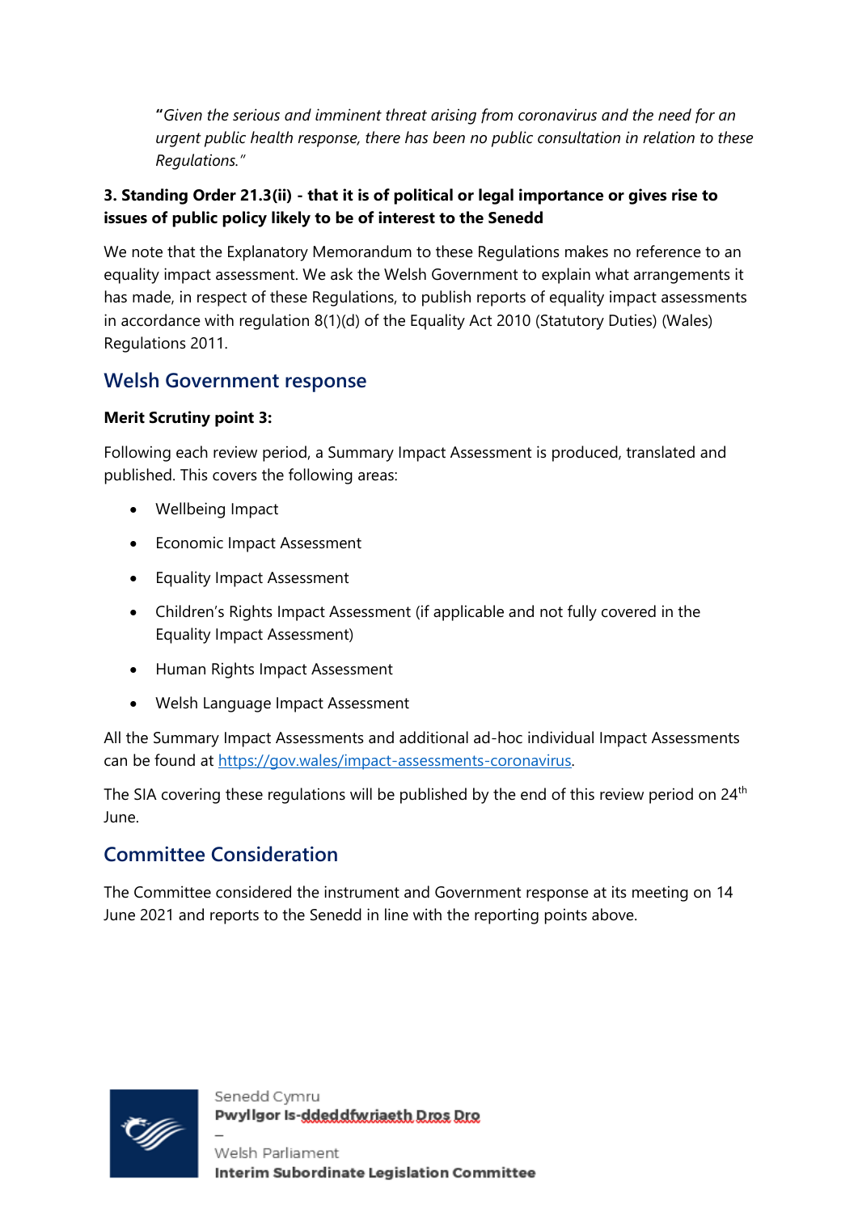*"Given the serious and imminent threat arising from coronavirus and the need for an urgent public health response, there has been no public consultation in relation to these Regulations."*

**3. Standing Order 21.3(ii) - that it is of political or legal importance or gives rise to issues of public policy likely to be of interest to the Senedd**

We note that the Explanatory Memorandum to these Regulations makes no reference to an equality impact assessment. We ask the Welsh Government to explain what arrangements it has made, in respect of these Regulations, to publish reports of equality impact assessments in accordance with regulation 8(1)(d) of the Equality Act 2010 (Statutory Duties) (Wales) Regulations 2011.

## Welsh Government response

**Merit Scrutiny point 3:**

Following each review period, a Summary Impact Assessment is produced, translated and published. This covers the following areas:

- Wellbeing Impact
- Economic Impact Assessment
- Equality Impact Assessment
- Children's Rights Impact Assessment (if applicable and not fully covered in the Equality Impact Assessment)
- Human Rights Impact Assessment
- Welsh Language Impact Assessment

All the Summary Impact Assessments and additional ad-hoc individual Impact Assessments can be found at https://gov.wales/impact-assessments-coronavirus.

The SIA covering these regulations will be published by the end of this review period on 24th June.

## Committee Consideration

The Committee considered the instrument and Government response at its meeting on 14 June 2021 and reports to the Senedd in line with the reporting points above.